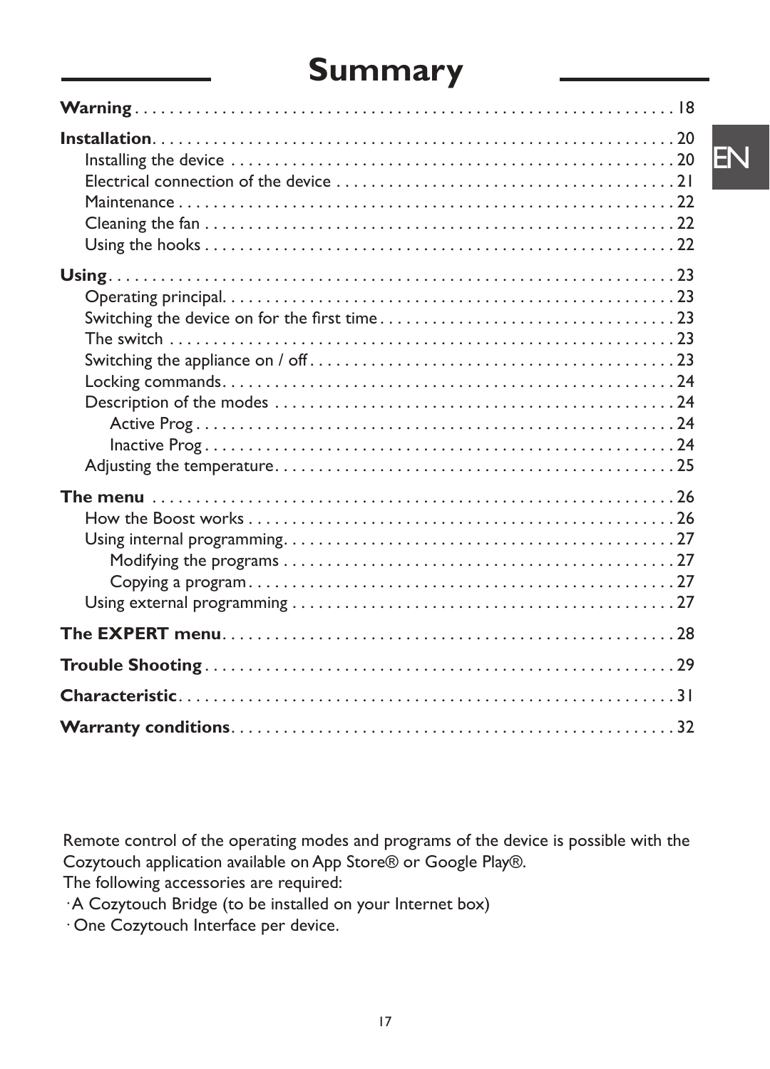# Summary

**Warning** . . . . . . . . . . . . . . . . . . . . . . . . . . . . . . . . . . . . . . . . . . . . . . . . . . . . . . . . . . . . 18

**Installation**. . . . . . . . . . . . . . . . . . . . . . . . . . . . . . . . . . . . . . . . . . . . . . . . . . . . . . . . . . . . 20
- Installing the device . . . . . . . . . . . . . . . . . . . . . . . . . . . . . . . . . . . . . . . . . . . . . . . . . . . 20
- Electrical connection of the device . . . . . . . . . . . . . . . . . . . . . . . . . . . . . . . . . . . . . . . 21
- Maintenance . . . . . . . . . . . . . . . . . . . . . . . . . . . . . . . . . . . . . . . . . . . . . . . . . . . . . . . . . 22
- Cleaning the fan . . . . . . . . . . . . . . . . . . . . . . . . . . . . . . . . . . . . . . . . . . . . . . . . . . . . . . 22
- Using the hooks . . . . . . . . . . . . . . . . . . . . . . . . . . . . . . . . . . . . . . . . . . . . . . . . . . . . . . 22

**Using** . . . . . . . . . . . . . . . . . . . . . . . . . . . . . . . . . . . . . . . . . . . . . . . . . . . . . . . . . . . . . . . 23
- Operating principal. . . . . . . . . . . . . . . . . . . . . . . . . . . . . . . . . . . . . . . . . . . . . . . . . . . . 23
- Switching the device on for the first time . . . . . . . . . . . . . . . . . . . . . . . . . . . . . . . . . . 23
- The switch . . . . . . . . . . . . . . . . . . . . . . . . . . . . . . . . . . . . . . . . . . . . . . . . . . . . . . . . . . . 23
- Switching the appliance on / off . . . . . . . . . . . . . . . . . . . . . . . . . . . . . . . . . . . . . . . . . . 23
- Locking commands. . . . . . . . . . . . . . . . . . . . . . . . . . . . . . . . . . . . . . . . . . . . . . . . . . . . 24
- Description of the modes . . . . . . . . . . . . . . . . . . . . . . . . . . . . . . . . . . . . . . . . . . . . . . . 24
  - Active Prog . . . . . . . . . . . . . . . . . . . . . . . . . . . . . . . . . . . . . . . . . . . . . . . . . . . . . . . 24
  - Inactive Prog . . . . . . . . . . . . . . . . . . . . . . . . . . . . . . . . . . . . . . . . . . . . . . . . . . . . . . 24
- Adjusting the temperature. . . . . . . . . . . . . . . . . . . . . . . . . . . . . . . . . . . . . . . . . . . . . . 25

**The menu** . . . . . . . . . . . . . . . . . . . . . . . . . . . . . . . . . . . . . . . . . . . . . . . . . . . . . . . . . . . 26
- How the Boost works . . . . . . . . . . . . . . . . . . . . . . . . . . . . . . . . . . . . . . . . . . . . . . . . . . 26
- Using internal programming. . . . . . . . . . . . . . . . . . . . . . . . . . . . . . . . . . . . . . . . . . . . . 27
  - Modifying the programs . . . . . . . . . . . . . . . . . . . . . . . . . . . . . . . . . . . . . . . . . . . . . 27
  - Copying a program . . . . . . . . . . . . . . . . . . . . . . . . . . . . . . . . . . . . . . . . . . . . . . . . . 27
- Using external programming . . . . . . . . . . . . . . . . . . . . . . . . . . . . . . . . . . . . . . . . . . . . 27

**The EXPERT menu**. . . . . . . . . . . . . . . . . . . . . . . . . . . . . . . . . . . . . . . . . . . . . . . . . . . . 28

**Trouble Shooting** . . . . . . . . . . . . . . . . . . . . . . . . . . . . . . . . . . . . . . . . . . . . . . . . . . . . . . 29

**Characteristic**. . . . . . . . . . . . . . . . . . . . . . . . . . . . . . . . . . . . . . . . . . . . . . . . . . . . . . . . . . 31

**Warranty conditions**. . . . . . . . . . . . . . . . . . . . . . . . . . . . . . . . . . . . . . . . . . . . . . . . . . . . 32

Remote control of the operating modes and programs of the device is possible with the Cozytouch application available on App Store® or Google Play®.
The following accessories are required:
- A Cozytouch Bridge (to be installed on your Internet box)
- One Cozytouch Interface per device.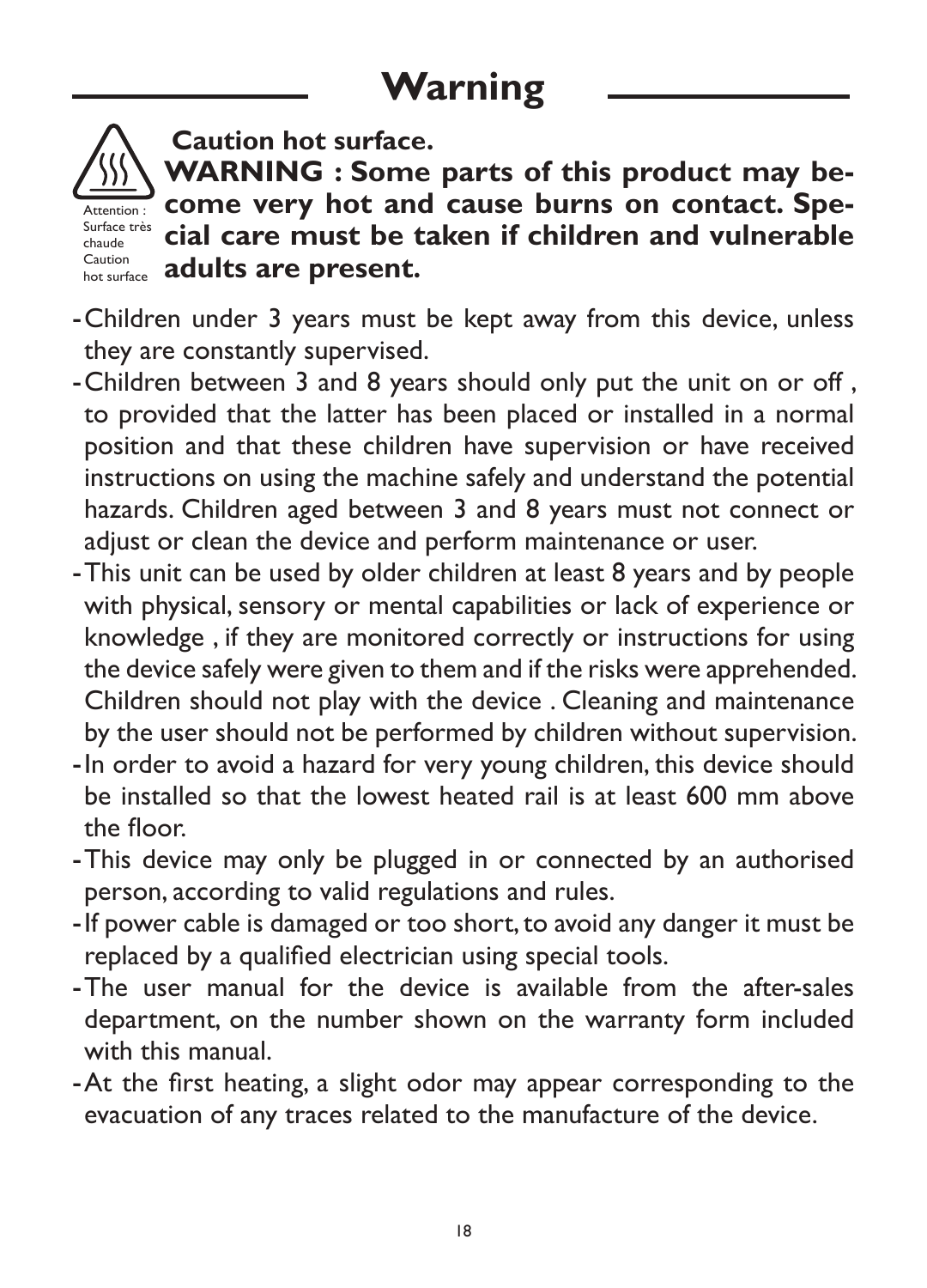# Warning

Attention : Surface très chaude
Caution hot surface

**Caution hot surface.**
**WARNING : Some parts of this product may become very hot and cause burns on contact. Special care must be taken if children and vulnerable adults are present.**

- Children under 3 years must be kept away from this device, unless they are constantly supervised.
- Children between 3 and 8 years should only put the unit on or off , to provided that the latter has been placed or installed in a normal position and that these children have supervision or have received instructions on using the machine safely and understand the potential hazards. Children aged between 3 and 8 years must not connect or adjust or clean the device and perform maintenance or user.
- This unit can be used by older children at least 8 years and by people with physical, sensory or mental capabilities or lack of experience or knowledge , if they are monitored correctly or instructions for using the device safely were given to them and if the risks were apprehended. Children should not play with the device . Cleaning and maintenance by the user should not be performed by children without supervision.
- In order to avoid a hazard for very young children, this device should be installed so that the lowest heated rail is at least 600 mm above the floor.
- This device may only be plugged in or connected by an authorised person, according to valid regulations and rules.
- If power cable is damaged or too short, to avoid any danger it must be replaced by a qualified electrician using special tools.
- The user manual for the device is available from the after-sales department, on the number shown on the warranty form included with this manual.
- At the first heating, a slight odor may appear corresponding to the evacuation of any traces related to the manufacture of the device.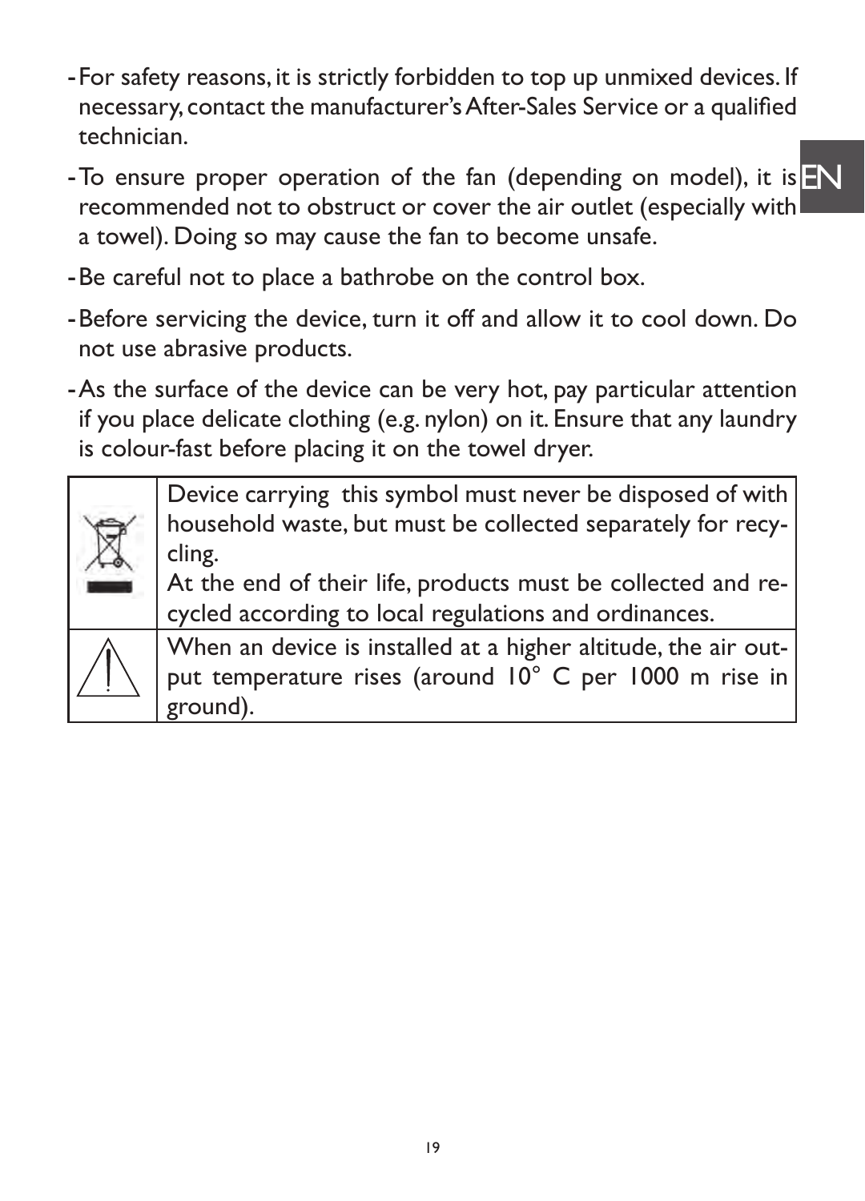- For safety reasons, it is strictly forbidden to top up unmixed devices. If necessary, contact the manufacturer's After-Sales Service or a qualified technician.
- To ensure proper operation of the fan (depending on model), it is recommended not to obstruct or cover the air outlet (especially with a towel). Doing so may cause the fan to become unsafe.
- Be careful not to place a bathrobe on the control box.
- Before servicing the device, turn it off and allow it to cool down. Do not use abrasive products.
- As the surface of the device can be very hot, pay particular attention if you place delicate clothing (e.g. nylon) on it. Ensure that any laundry is colour-fast before placing it on the towel dryer.

| | |
|---|---|
| | Device carrying this symbol must never be disposed of with household waste, but must be collected separately for recycling. At the end of their life, products must be collected and recycled according to local regulations and ordinances. |
| ⚠ | When an device is installed at a higher altitude, the air output temperature rises (around 10° C per 1000 m rise in ground). |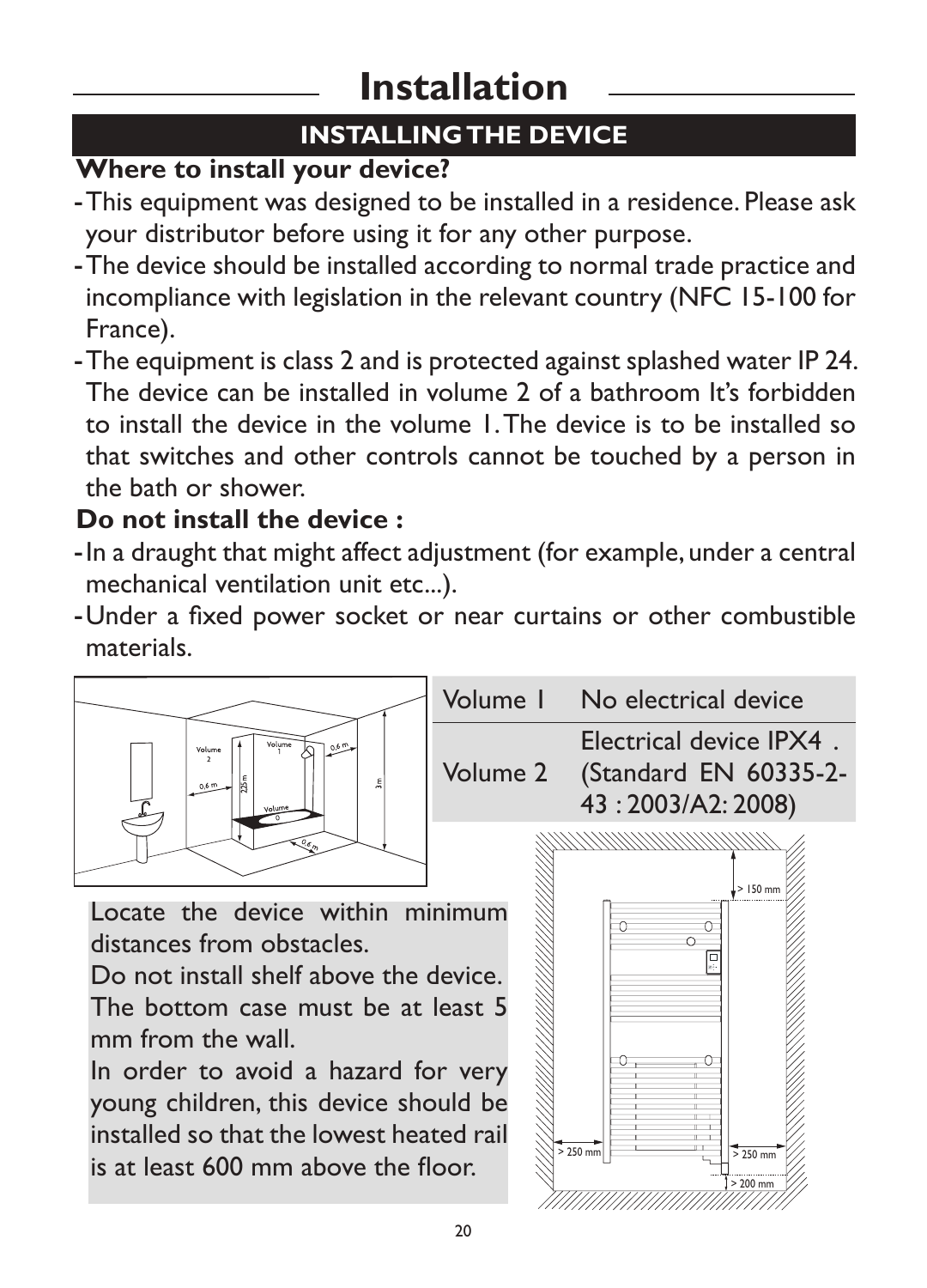# Installation

## INSTALLING THE DEVICE

**Where to install your device?**

- This equipment was designed to be installed in a residence. Please ask your distributor before using it for any other purpose.
- The device should be installed according to normal trade practice and incompliance with legislation in the relevant country (NFC 15-100 for France).
- The equipment is class 2 and is protected against splashed water IP 24. The device can be installed in volume 2 of a bathroom It's forbidden to install the device in the volume 1. The device is to be installed so that switches and other controls cannot be touched by a person in the bath or shower.

**Do not install the device :**

- In a draught that might affect adjustment (for example, under a central mechanical ventilation unit etc...).
- Under a fixed power socket or near curtains or other combustible materials.

| Volume 1 | No electrical device |
| --- | --- |
| Volume 2 | Electrical device IPX4 . (Standard EN 60335-2-43 : 2003/A2: 2008) |

Locate the device within minimum distances from obstacles.

Do not install shelf above the device.

The bottom case must be at least 5 mm from the wall.

In order to avoid a hazard for very young children, this device should be installed so that the lowest heated rail is at least 600 mm above the floor.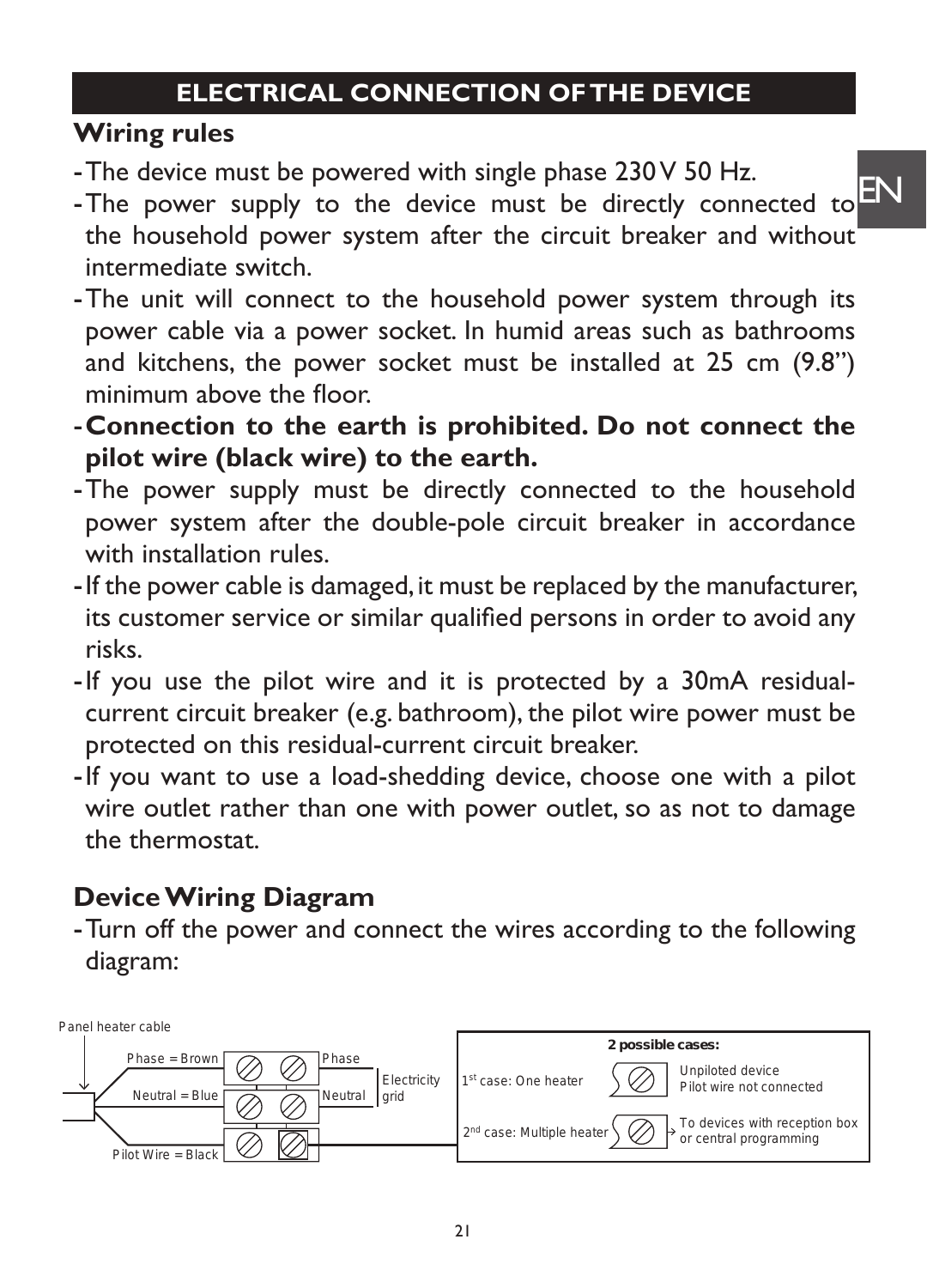## ELECTRICAL CONNECTION OF THE DEVICE

### Wiring rules

- The device must be powered with single phase 230 V 50 Hz.
- The power supply to the device must be directly connected to the household power system after the circuit breaker and without intermediate switch.
- The unit will connect to the household power system through its power cable via a power socket. In humid areas such as bathrooms and kitchens, the power socket must be installed at 25 cm (9.8”) minimum above the floor.
- **Connection to the earth is prohibited. Do not connect the pilot wire (black wire) to the earth.**
- The power supply must be directly connected to the household power system after the double-pole circuit breaker in accordance with installation rules.
- If the power cable is damaged, it must be replaced by the manufacturer, its customer service or similar qualified persons in order to avoid any risks.
- If you use the pilot wire and it is protected by a 30mA residual-current circuit breaker (e.g. bathroom), the pilot wire power must be protected on this residual-current circuit breaker.
- If you want to use a load-shedding device, choose one with a pilot wire outlet rather than one with power outlet, so as not to damage the thermostat.

### Device Wiring Diagram

- Turn off the power and connect the wires according to the following diagram:

Panel heater cable

Phase = Brown — Phase

Neutral = Blue — Neutral

Electricity grid

Pilot Wire = Black

**2 possible cases:**

1st case: One heater — Unpiloted device, Pilot wire not connected

2nd case: Multiple heater — To devices with reception box or central programming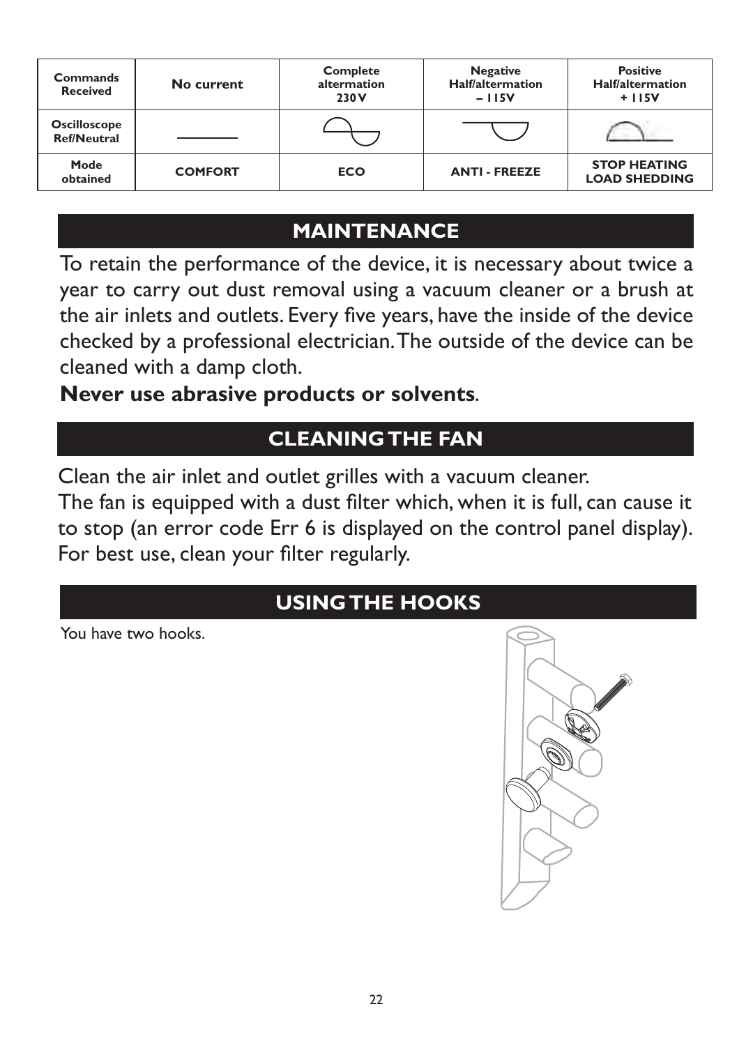| Commands Received | No current | Complete altermation 230 V | Negative Half/altermation – 115V | Positive Half/altermation + 115V |
|---|---|---|---|---|
| Oscilloscope Ref/Neutral | | | | |
| Mode obtained | COMFORT | ECO | ANTI - FREEZE | STOP HEATING LOAD SHEDDING |

## MAINTENANCE

To retain the performance of the device, it is necessary about twice a year to carry out dust removal using a vacuum cleaner or a brush at the air inlets and outlets. Every five years, have the inside of the device checked by a professional electrician. The outside of the device can be cleaned with a damp cloth.

**Never use abrasive products or solvents**.

## CLEANING THE FAN

Clean the air inlet and outlet grilles with a vacuum cleaner.

The fan is equipped with a dust filter which, when it is full, can cause it to stop (an error code Err 6 is displayed on the control panel display). For best use, clean your filter regularly.

## USING THE HOOKS

You have two hooks.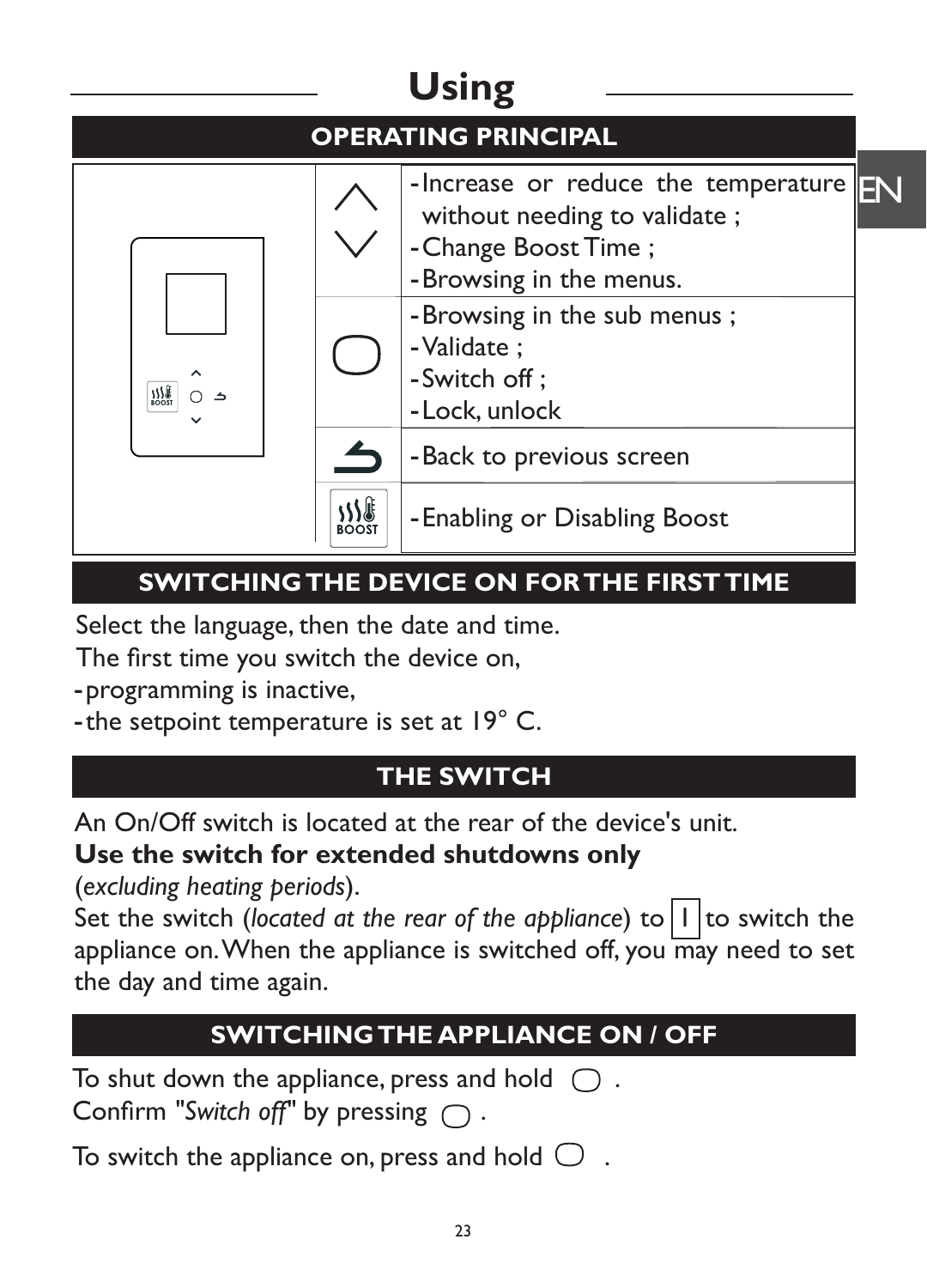# Using

## OPERATING PRINCIPAL

| Button | Function |
|---|---|
| ∧ ∨ | - Increase or reduce the temperature without needing to validate ;<br>- Change Boost Time ;<br>- Browsing in the menus. |
| ○ | - Browsing in the sub menus ;<br>- Validate ;<br>- Switch off ;<br>- Lock, unlock |
| ↩ | - Back to previous screen |
| BOOST | - Enabling or Disabling Boost |

## SWITCHING THE DEVICE ON FOR THE FIRST TIME

Select the language, then the date and time.
The first time you switch the device on,

- programming is inactive,
- the setpoint temperature is set at 19° C.

## THE SWITCH

An On/Off switch is located at the rear of the device's unit.
**Use the switch for extended shutdowns only**
(*excluding heating periods*).
Set the switch (*located at the rear of the appliance*) to | I | to switch the appliance on. When the appliance is switched off, you may need to set the day and time again.

## SWITCHING THE APPLIANCE ON / OFF

To shut down the appliance, press and hold ○ .
Confirm "*Switch off*" by pressing ○ .

To switch the appliance on, press and hold ○ .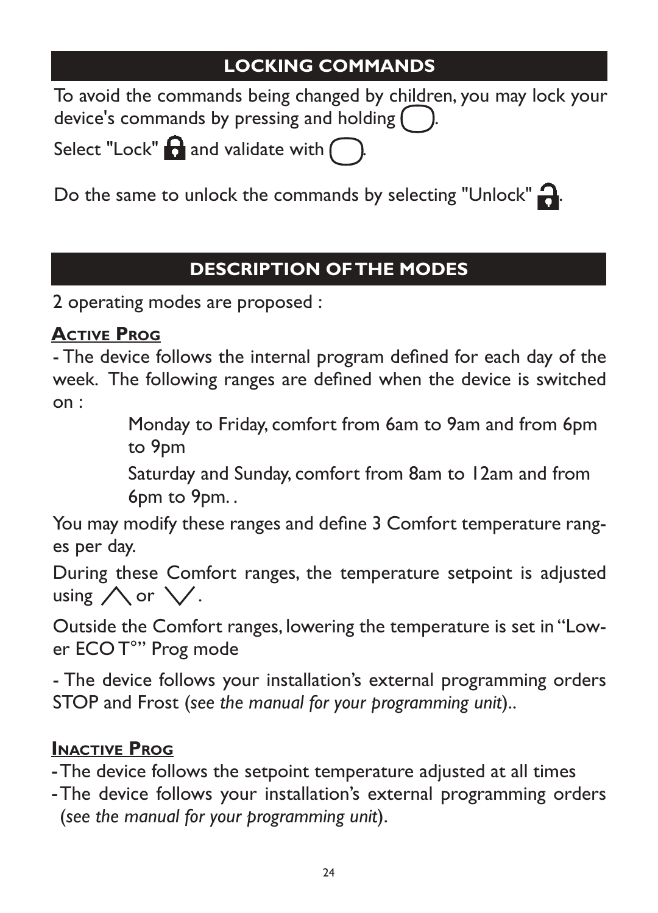## LOCKING COMMANDS

To avoid the commands being changed by children, you may lock your device's commands by pressing and holding ( ).

Select "Lock" and validate with ( ).

Do the same to unlock the commands by selecting "Unlock" .

## DESCRIPTION OF THE MODES

2 operating modes are proposed :

**Active Prog**

- The device follows the internal program defined for each day of the week. The following ranges are defined when the device is switched on :

  Monday to Friday, comfort from 6am to 9am and from 6pm to 9pm

  Saturday and Sunday, comfort from 8am to 12am and from 6pm to 9pm. .

You may modify these ranges and define 3 Comfort temperature ranges per day.

During these Comfort ranges, the temperature setpoint is adjusted using ∧ or ∨.

Outside the Comfort ranges, lowering the temperature is set in “Lower ECO T°” Prog mode

- The device follows your installation’s external programming orders STOP and Frost (*see the manual for your programming unit*)..

**Inactive Prog**

- The device follows the setpoint temperature adjusted at all times
- The device follows your installation’s external programming orders (*see the manual for your programming unit*).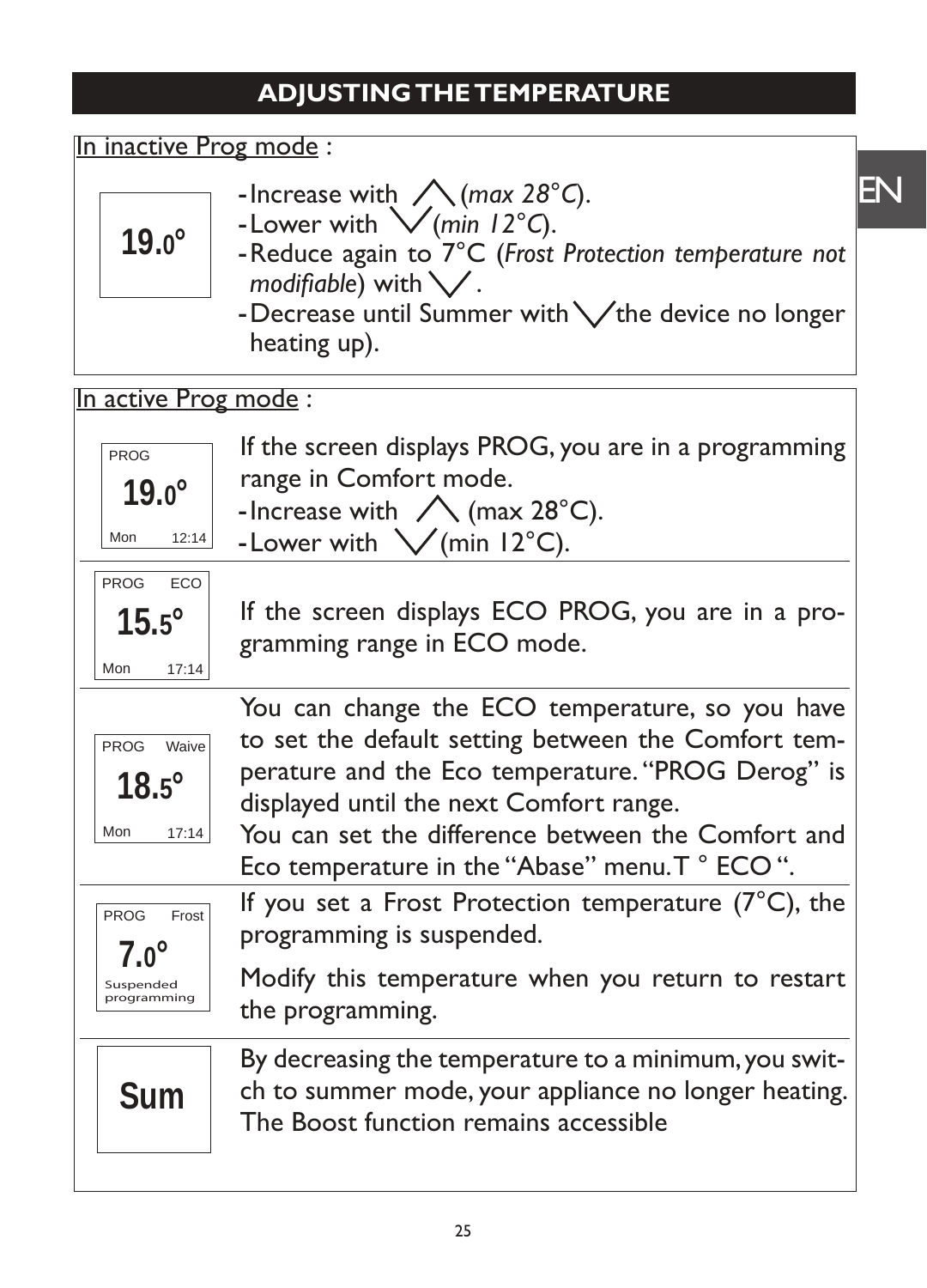## ADJUSTING THE TEMPERATURE

In inactive Prog mode :

| Display | Description |
|---|---|
| 19.0° | - Increase with /\ (*max 28°C*).<br>- Lower with \/ (*min 12°C*).<br>- Reduce again to 7°C (*Frost Protection temperature not modifiable*) with \/ .<br>- Decrease until Summer with \/ the device no longer heating up). |

In active Prog mode :

| Display | Description |
|---|---|
| PROG<br>19.0°<br>Mon 12:14 | If the screen displays PROG, you are in a programming range in Comfort mode.<br>- Increase with /\ (max 28°C).<br>- Lower with \/ (min 12°C). |
| PROG ECO<br>15.5°<br>Mon 17:14 | If the screen displays ECO PROG, you are in a programming range in ECO mode. |
| PROG Waive<br>18.5°<br>Mon 17:14 | You can change the ECO temperature, so you have to set the default setting between the Comfort temperature and the Eco temperature. “PROG Derog” is displayed until the next Comfort range.<br>You can set the difference between the Comfort and Eco temperature in the “Abase” menu. T ° ECO “. |
| PROG Frost<br>7.0°<br>Suspended programming | If you set a Frost Protection temperature (7°C), the programming is suspended.<br>Modify this temperature when you return to restart the programming. |
| Sum | By decreasing the temperature to a minimum, you switch to summer mode, your appliance no longer heating. The Boost function remains accessible |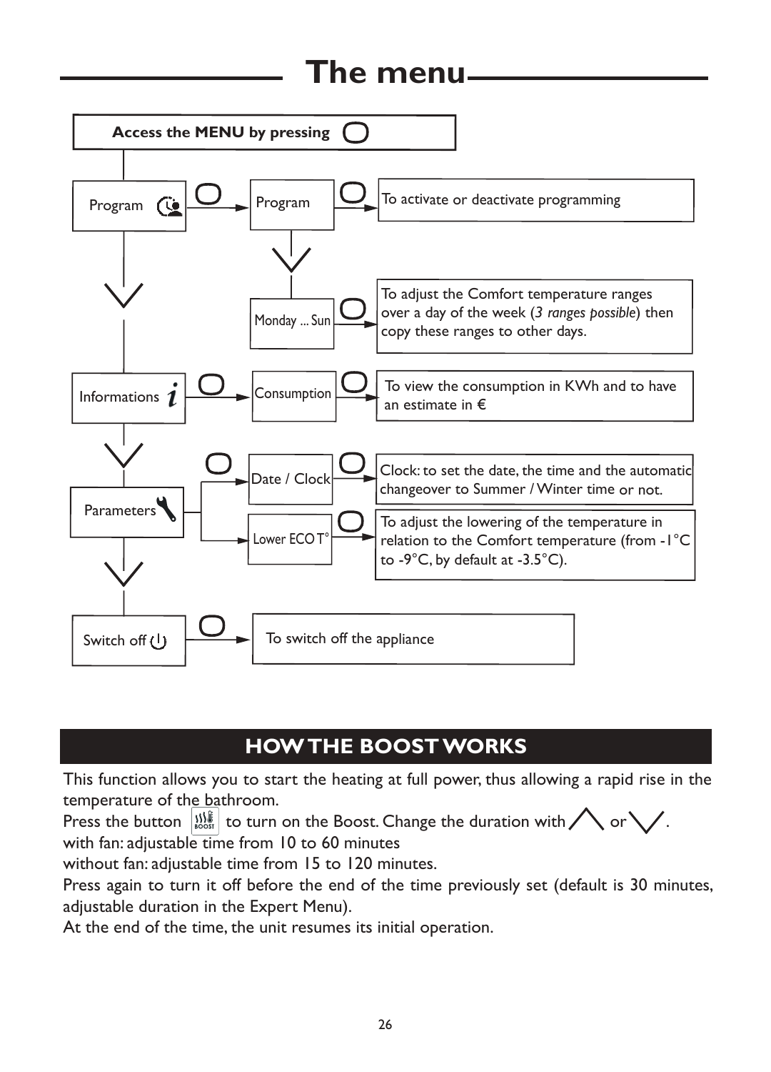# The menu

**Access the MENU by pressing** ◯

- **Program** → **Program** → To activate or deactivate programming
  - **Monday ... Sun** → To adjust the Comfort temperature ranges over a day of the week (*3 ranges possible*) then copy these ranges to other days.
- **Informations** → **Consumption** → To view the consumption in KWh and to have an estimate in €
- **Parameters**
  - **Date / Clock** → Clock: to set the date, the time and the automatic changeover to Summer / Winter time or not.
  - **Lower ECO T°** → To adjust the lowering of the temperature in relation to the Comfort temperature (from -1°C to -9°C, by default at -3.5°C).
- **Switch off** → To switch off the appliance

## HOW THE BOOST WORKS

This function allows you to start the heating at full power, thus allowing a rapid rise in the temperature of the bathroom.

Press the button BOOST to turn on the Boost. Change the duration with ∧ or ∨.

with fan: adjustable time from 10 to 60 minutes

without fan: adjustable time from 15 to 120 minutes.

Press again to turn it off before the end of the time previously set (default is 30 minutes, adjustable duration in the Expert Menu).

At the end of the time, the unit resumes its initial operation.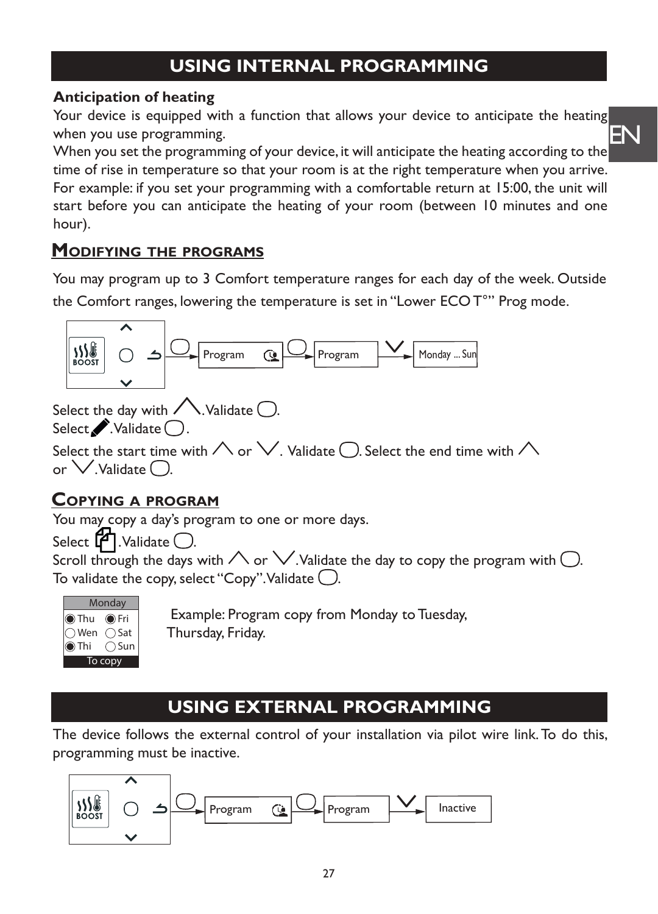# USING INTERNAL PROGRAMMING

**Anticipation of heating**

Your device is equipped with a function that allows your device to anticipate the heating when you use programming.
When you set the programming of your device, it will anticipate the heating according to the time of rise in temperature so that your room is at the right temperature when you arrive.
For example: if you set your programming with a comfortable return at 15:00, the unit will start before you can anticipate the heating of your room (between 10 minutes and one hour).

## Modifying the programs

You may program up to 3 Comfort temperature ranges for each day of the week. Outside the Comfort ranges, lowering the temperature is set in "Lower ECO T°" Prog mode.

BOOST → Program → Program → Monday ... Sun

Select the day with ∧. Validate ◯.
Select ✎. Validate ◯.
Select the start time with ∧ or ∨. Validate ◯. Select the end time with ∧ or ∨. Validate ◯.

## Copying a program

You may copy a day's program to one or more days.
Select ⧉. Validate ◯.
Scroll through the days with ∧ or ∨. Validate the day to copy the program with ◯.
To validate the copy, select "Copy". Validate ◯.

Monday
◉ Thu ◉ Fri
◯ Wen ◯ Sat
◉ Thi ◯ Sun
To copy

Example: Program copy from Monday to Tuesday, Thursday, Friday.

# USING EXTERNAL PROGRAMMING

The device follows the external control of your installation via pilot wire link. To do this, programming must be inactive.

BOOST → Program → Program → Inactive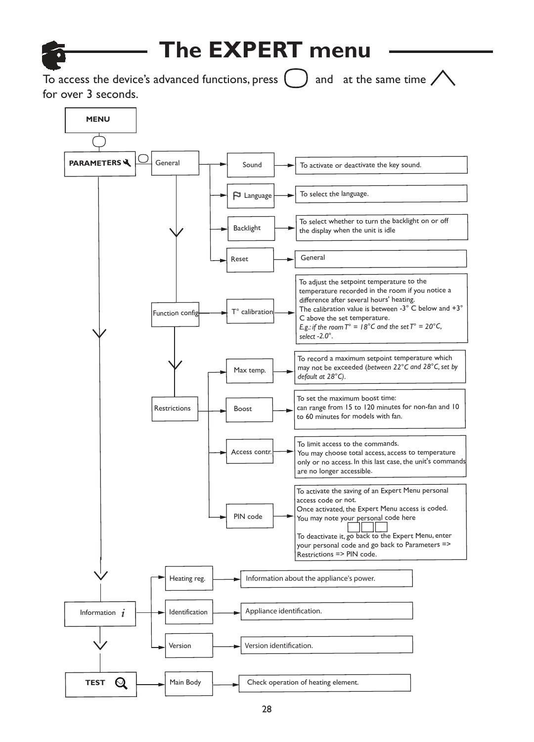# The EXPERT menu

To access the device's advanced functions, press ( ) and at the same time /\ for over 3 seconds.

**MENU**

- **PARAMETERS**
  - General
    - Sound → To activate or deactivate the key sound.
    - Language → To select the language.
    - Backlight → To select whether to turn the backlight on or off the display when the unit is idle
    - Reset → General
  - Function config
    - T° calibration → To adjust the setpoint temperature to the temperature recorded in the room if you notice a difference after several hours' heating. The calibration value is between -3° C below and +3° C above the set temperature. *E.g.: if the room T° = 18°C and the set T° = 20°C, select -2.0°.*
  - Restrictions
    - Max temp. → To record a maximum setpoint temperature which may not be exceeded (*between 22°C and 28°C, set by default at 28°C*).
    - Boost → To set the maximum boost time: can range from 15 to 120 minutes for non-fan and 10 to 60 minutes for models with fan.
    - Access contr. → To limit access to the commands. You may choose total access, access to temperature only or no access. In this last case, the unit's commands are no longer accessible.
    - PIN code → To activate the saving of an Expert Menu personal access code or not. Once activated, the Expert Menu access is coded. You may note your personal code here [ ][ ][ ] To deactivate it, go back to the Expert Menu, enter your personal code and go back to Parameters => Restrictions => PIN code.
- **Information**
  - Heating reg. → Information about the appliance's power.
  - Identification → Appliance identification.
  - Version → Version identification.
- **TEST**
  - Main Body → Check operation of heating element.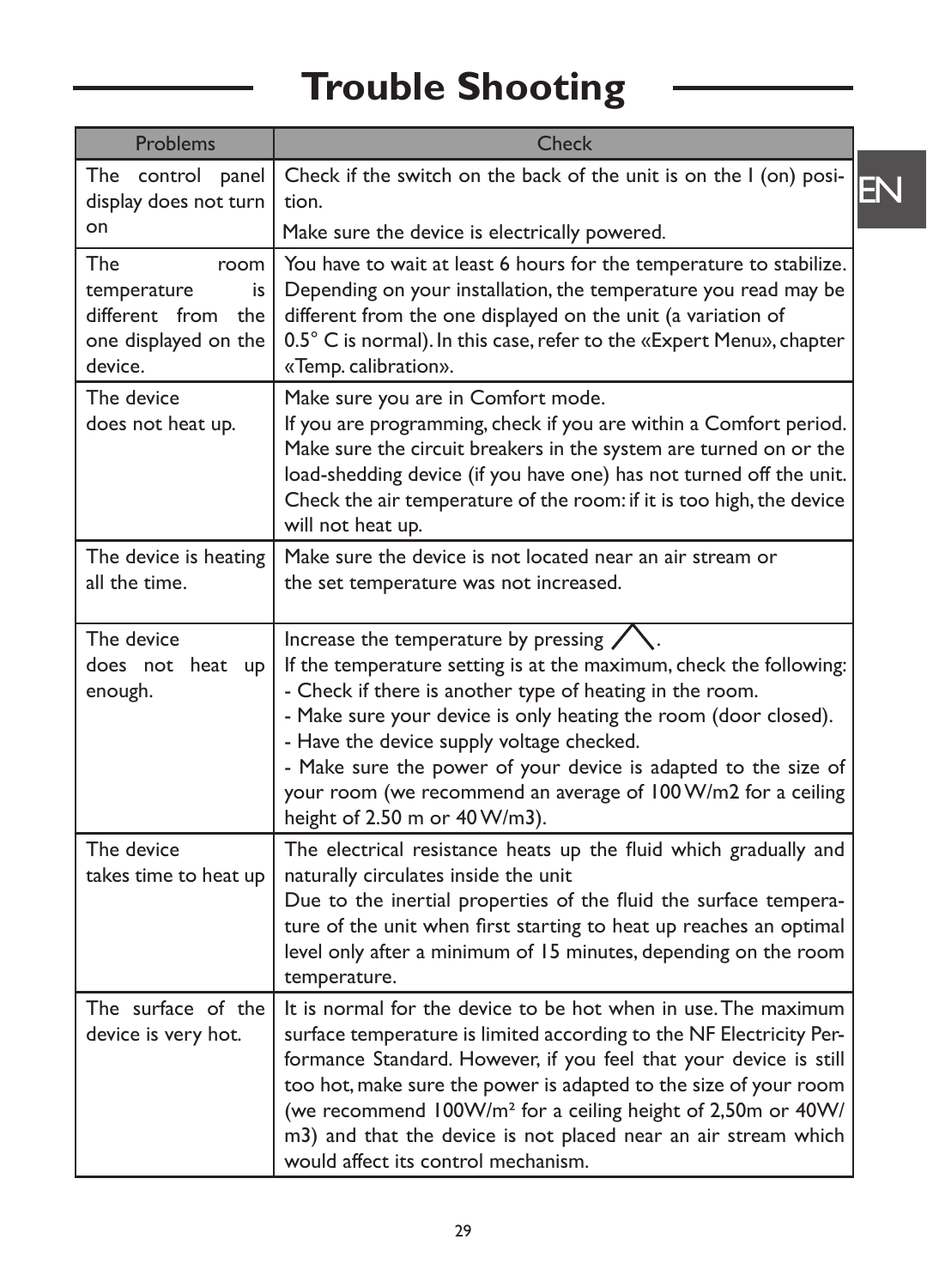# Trouble Shooting

| Problems | Check |
| --- | --- |
| The control panel display does not turn on | Check if the switch on the back of the unit is on the I (on) position.<br>Make sure the device is electrically powered. |
| The room temperature is different from the one displayed on the device. | You have to wait at least 6 hours for the temperature to stabilize. Depending on your installation, the temperature you read may be different from the one displayed on the unit (a variation of 0.5° C is normal). In this case, refer to the «Expert Menu», chapter «Temp. calibration». |
| The device does not heat up. | Make sure you are in Comfort mode.<br>If you are programming, check if you are within a Comfort period.<br>Make sure the circuit breakers in the system are turned on or the load-shedding device (if you have one) has not turned off the unit.<br>Check the air temperature of the room: if it is too high, the device will not heat up. |
| The device is heating all the time. | Make sure the device is not located near an air stream or the set temperature was not increased. |
| The device does not heat up enough. | Increase the temperature by pressing ∧.<br>If the temperature setting is at the maximum, check the following:<br>- Check if there is another type of heating in the room.<br>- Make sure your device is only heating the room (door closed).<br>- Have the device supply voltage checked.<br>- Make sure the power of your device is adapted to the size of your room (we recommend an average of 100 W/m2 for a ceiling height of 2.50 m or 40 W/m3). |
| The device takes time to heat up | The electrical resistance heats up the fluid which gradually and naturally circulates inside the unit<br>Due to the inertial properties of the fluid the surface temperature of the unit when first starting to heat up reaches an optimal level only after a minimum of 15 minutes, depending on the room temperature. |
| The surface of the device is very hot. | It is normal for the device to be hot when in use. The maximum surface temperature is limited according to the NF Electricity Performance Standard. However, if you feel that your device is still too hot, make sure the power is adapted to the size of your room (we recommend 100W/m² for a ceiling height of 2,50m or 40W/m3) and that the device is not placed near an air stream which would affect its control mechanism. |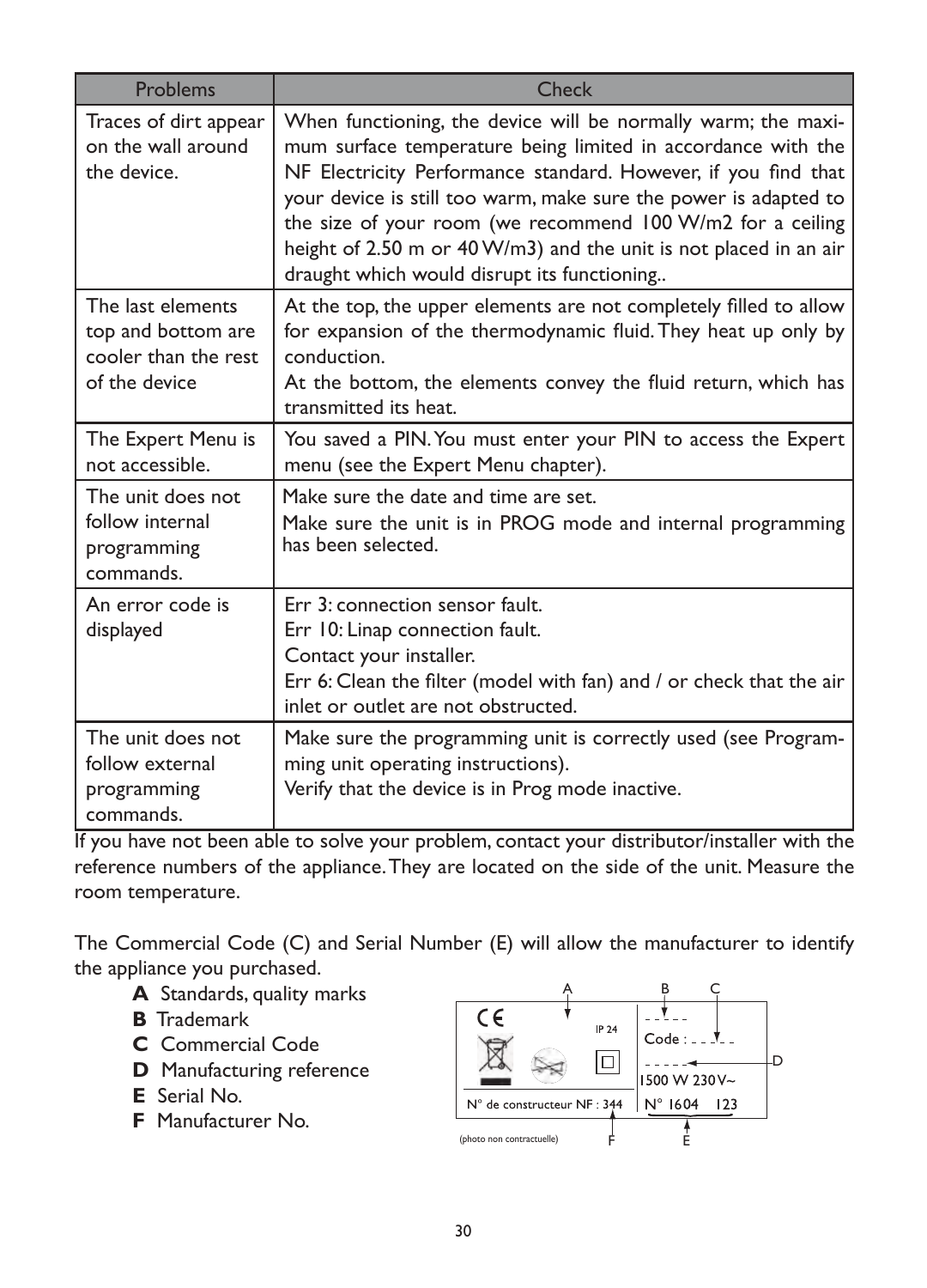| Problems | Check |
| --- | --- |
| Traces of dirt appear on the wall around the device. | When functioning, the device will be normally warm; the maximum surface temperature being limited in accordance with the NF Electricity Performance standard. However, if you find that your device is still too warm, make sure the power is adapted to the size of your room (we recommend 100 W/m2 for a ceiling height of 2.50 m or 40 W/m3) and the unit is not placed in an air draught which would disrupt its functioning.. |
| The last elements top and bottom are cooler than the rest of the device | At the top, the upper elements are not completely filled to allow for expansion of the thermodynamic fluid. They heat up only by conduction.<br>At the bottom, the elements convey the fluid return, which has transmitted its heat. |
| The Expert Menu is not accessible. | You saved a PIN. You must enter your PIN to access the Expert menu (see the Expert Menu chapter). |
| The unit does not follow internal programming commands. | Make sure the date and time are set.<br>Make sure the unit is in PROG mode and internal programming has been selected. |
| An error code is displayed | Err 3: connection sensor fault.<br>Err 10: Linap connection fault.<br>Contact your installer.<br>Err 6: Clean the filter (model with fan) and / or check that the air inlet or outlet are not obstructed. |
| The unit does not follow external programming commands. | Make sure the programming unit is correctly used (see Programming unit operating instructions).<br>Verify that the device is in Prog mode inactive. |

If you have not been able to solve your problem, contact your distributor/installer with the reference numbers of the appliance. They are located on the side of the unit. Measure the room temperature.

The Commercial Code (C) and Serial Number (E) will allow the manufacturer to identify the appliance you purchased.

- **A** Standards, quality marks
- **B** Trademark
- **C** Commercial Code
- **D** Manufacturing reference
- **E** Serial No.
- **F** Manufacturer No.

A B C

CE IP 24 Code :

1500 W 230V~

N° de constructeur NF : 344 N° 1604 123

(photo non contractuelle) F E D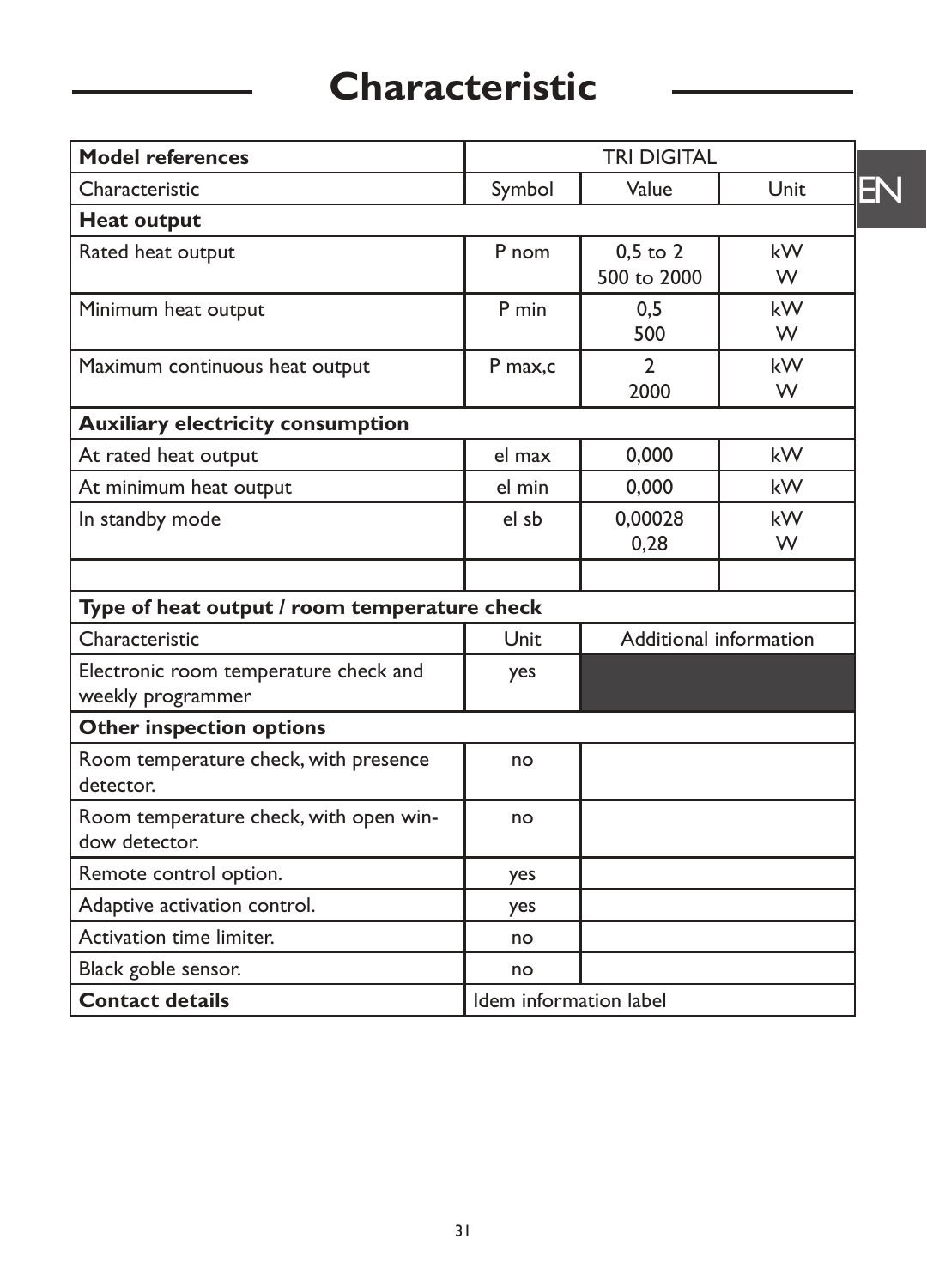# Characteristic

| Model references | TRI DIGITAL | | |
|---|---|---|---|
| Characteristic | Symbol | Value | Unit |
| **Heat output** | | | |
| Rated heat output | P nom | 0,5 to 2<br>500 to 2000 | kW<br>W |
| Minimum heat output | P min | 0,5<br>500 | kW<br>W |
| Maximum continuous heat output | P max,c | 2<br>2000 | kW<br>W |
| **Auxiliary electricity consumption** | | | |
| At rated heat output | el max | 0,000 | kW |
| At minimum heat output | el min | 0,000 | kW |
| In standby mode | el sb | 0,00028<br>0,28 | kW<br>W |
| | | | |
| **Type of heat output / room temperature check** | | | |
| Characteristic | Unit | Additional information | |
| Electronic room temperature check and weekly programmer | yes | | |
| **Other inspection options** | | | |
| Room temperature check, with presence detector. | no | | |
| Room temperature check, with open window detector. | no | | |
| Remote control option. | yes | | |
| Adaptive activation control. | yes | | |
| Activation time limiter. | no | | |
| Black goble sensor. | no | | |
| **Contact details** | Idem information label | | |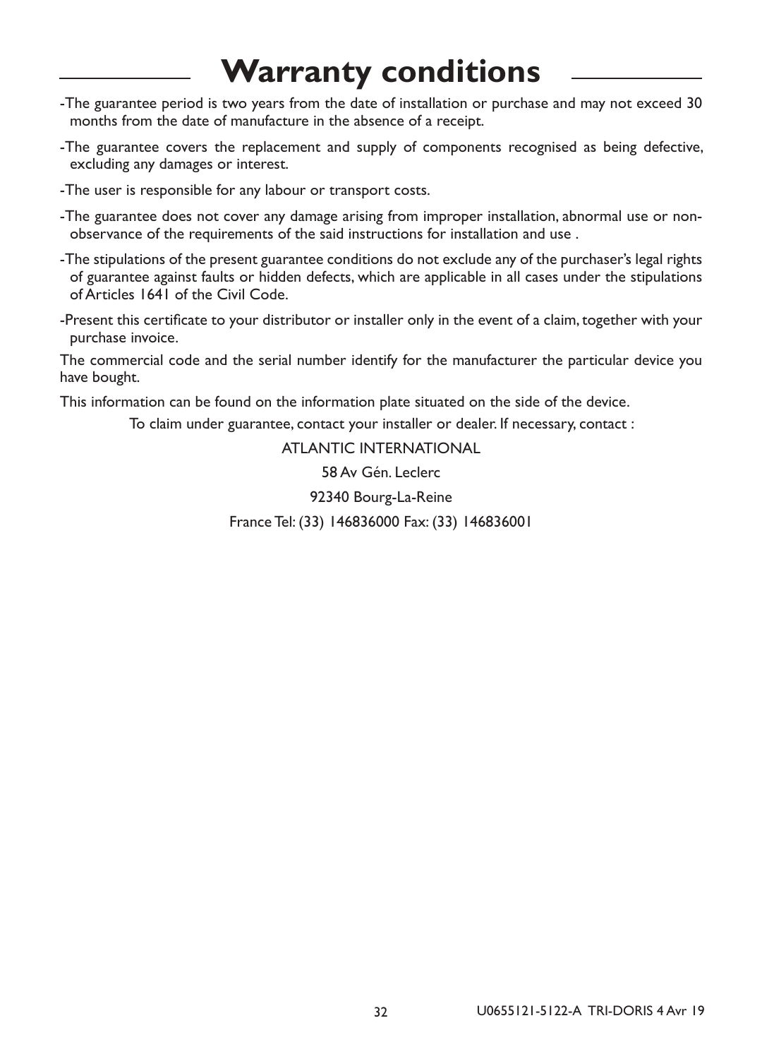# Warranty conditions

- The guarantee period is two years from the date of installation or purchase and may not exceed 30 months from the date of manufacture in the absence of a receipt.
- The guarantee covers the replacement and supply of components recognised as being defective, excluding any damages or interest.
- The user is responsible for any labour or transport costs.
- The guarantee does not cover any damage arising from improper installation, abnormal use or non-observance of the requirements of the said instructions for installation and use .
- The stipulations of the present guarantee conditions do not exclude any of the purchaser's legal rights of guarantee against faults or hidden defects, which are applicable in all cases under the stipulations of Articles 1641 of the Civil Code.
- Present this certificate to your distributor or installer only in the event of a claim, together with your purchase invoice.

The commercial code and the serial number identify for the manufacturer the particular device you have bought.

This information can be found on the information plate situated on the side of the device.

To claim under guarantee, contact your installer or dealer. If necessary, contact :

ATLANTIC INTERNATIONAL

58 Av Gén. Leclerc

92340 Bourg-La-Reine

France Tel: (33) 146836000 Fax: (33) 146836001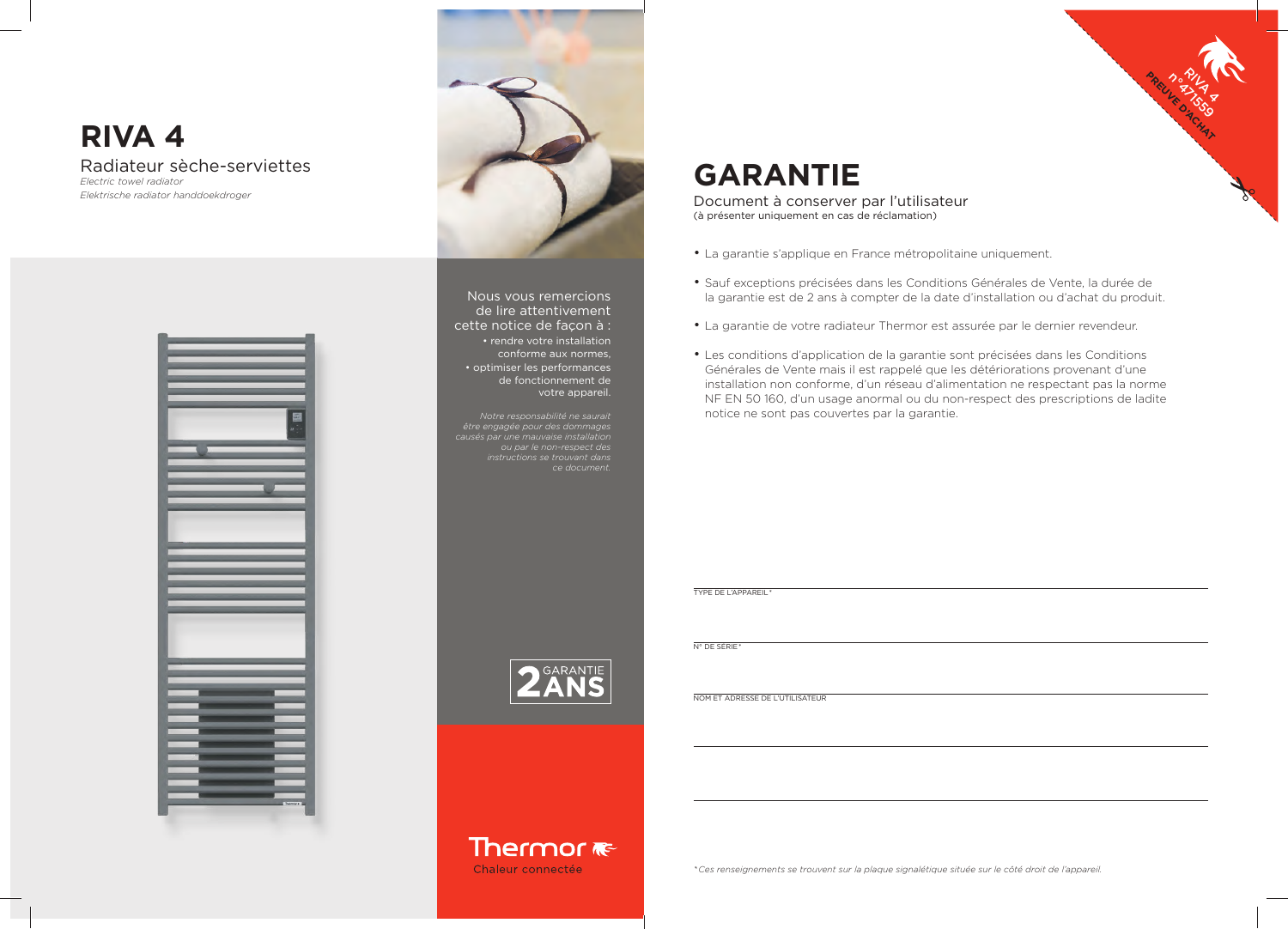# RIVA 4

Radiateur sèche-serviettes

*Electric towel radiator*

*Elektrische radiator handdoekdroger*

Nous vous remercions de lire attentivement cette notice de façon à :

- rendre votre installation conforme aux normes,
- optimiser les performances de fonctionnement de votre appareil.

*Notre responsabilité ne saurait être engagée pour des dommages causés par une mauvaise installation ou par le non-respect des instructions se trouvant dans ce document.*

2 GARANTIE ANS

Thermor

Chaleur connectée

RIVA 4
n°471559
PREUVE D'ACHAT

# GARANTIE

Document à conserver par l'utilisateur
(à présenter uniquement en cas de réclamation)

- La garantie s'applique en France métropolitaine uniquement.
- Sauf exceptions précisées dans les Conditions Générales de Vente, la durée de la garantie est de 2 ans à compter de la date d'installation ou d'achat du produit.
- La garantie de votre radiateur Thermor est assurée par le dernier revendeur.
- Les conditions d'application de la garantie sont précisées dans les Conditions Générales de Vente mais il est rappelé que les détériorations provenant d'une installation non conforme, d'un réseau d'alimentation ne respectant pas la norme NF EN 50 160, d'un usage anormal ou du non-respect des prescriptions de ladite notice ne sont pas couvertes par la garantie.

TYPE DE L'APPAREIL*

N° DE SÉRIE*

NOM ET ADRESSE DE L'UTILISATEUR

*\*Ces renseignements se trouvent sur la plaque signalétique située sur le côté droit de l'appareil.*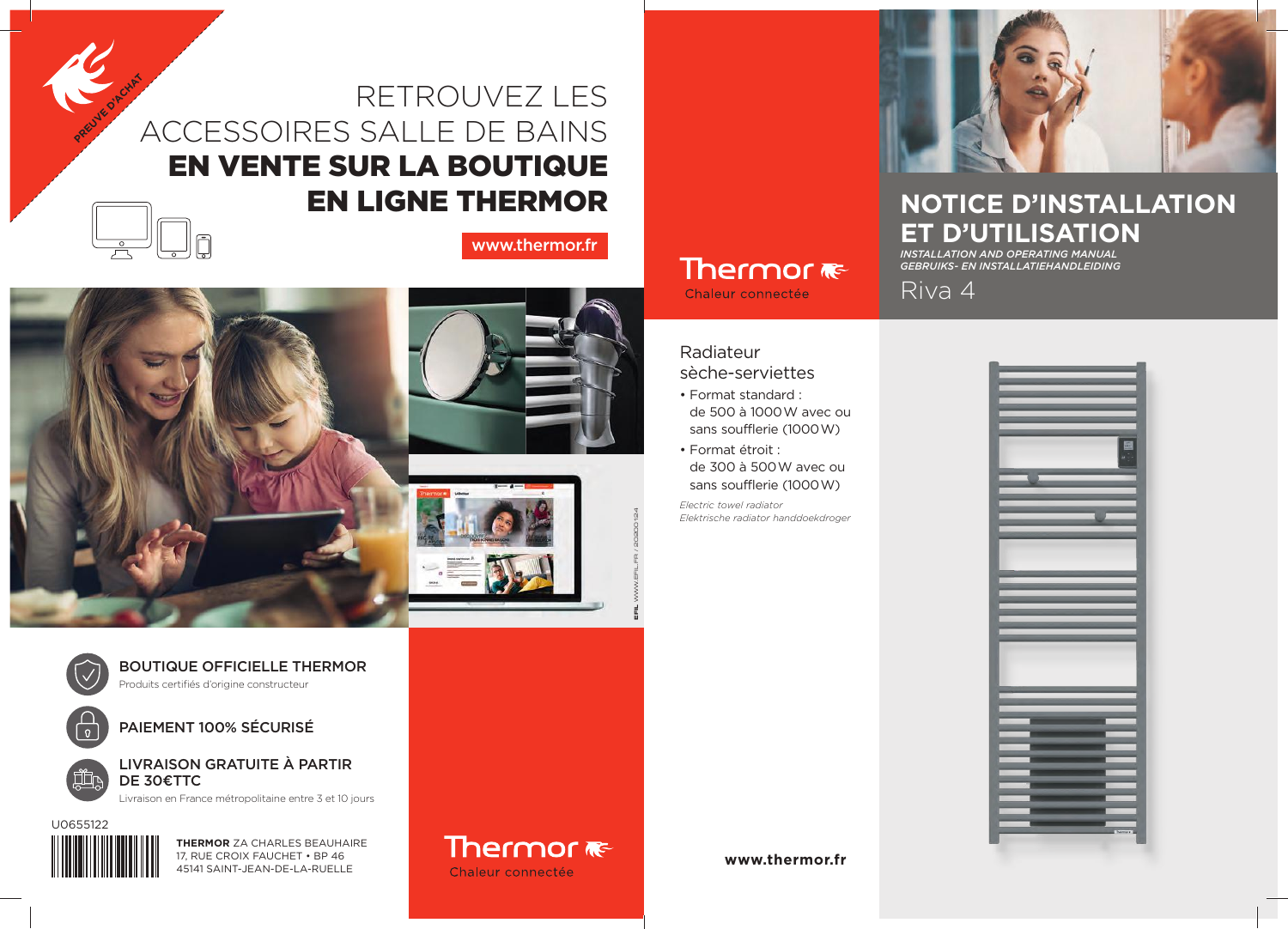PREUVE D'ACHAT

# RETROUVEZ LES ACCESSOIRES SALLE DE BAINS **EN VENTE SUR LA BOUTIQUE EN LIGNE THERMOR**

www.thermor.fr

**BOUTIQUE OFFICIELLE THERMOR**
Produits certifiés d'origine constructeur

**PAIEMENT 100% SÉCURISÉ**

**LIVRAISON GRATUITE À PARTIR DE 30€TTC**
Livraison en France métropolitaine entre 3 et 10 jours

U0655122

**THERMOR** ZA CHARLES BEAUHAIRE
17, RUE CROIX FAUCHET • BP 46
45141 SAINT-JEAN-DE-LA-RUELLE

EFIL WWW.EFIL.FR / 20200124

Thermor
Chaleur connectée

Thermor
Chaleur connectée

Radiateur sèche-serviettes

- Format standard : de 500 à 1000 W avec ou sans soufflerie (1000 W)
- Format étroit : de 300 à 500 W avec ou sans soufflerie (1000 W)

*Electric towel radiator*
*Elektrische radiator handdoekdroger*

**www.thermor.fr**

# NOTICE D'INSTALLATION ET D'UTILISATION

*INSTALLATION AND OPERATING MANUAL*
*GEBRUIKS- EN INSTALLATIEHANDLEIDING*

Riva 4